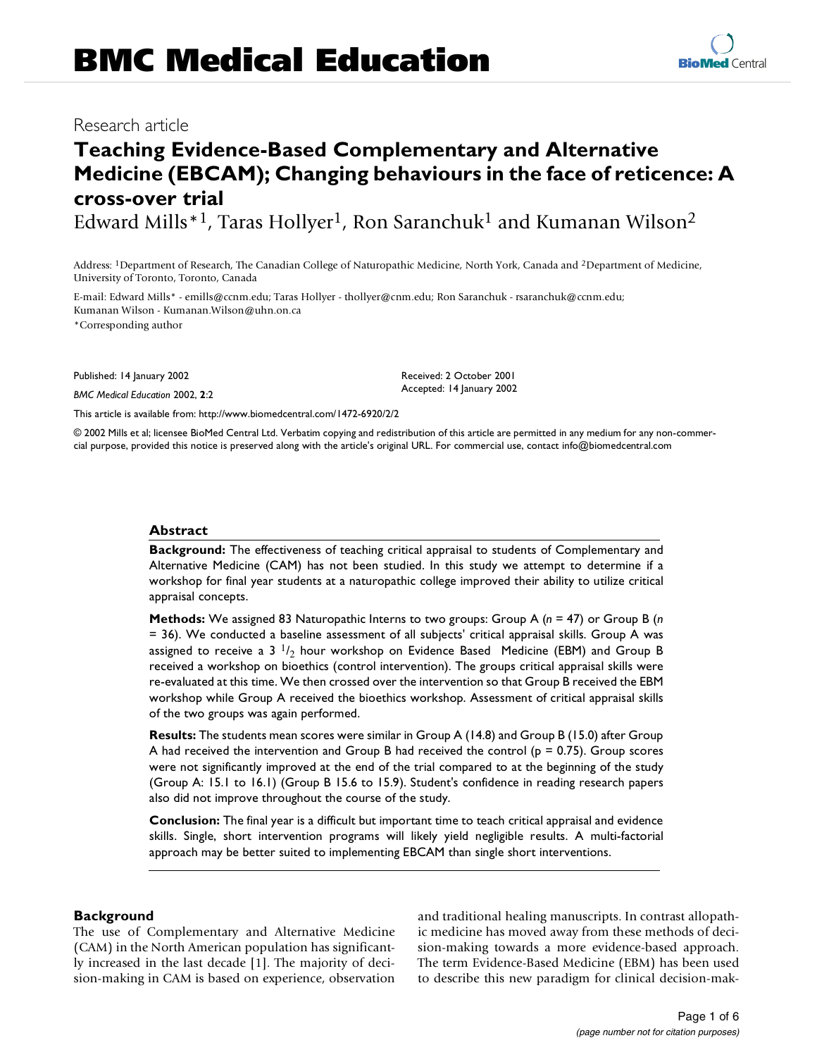Research article

# Teaching Evidence-Based Complementary and Alternative Medicine (EBCAM); Changing behaviours in the face of reticence: A cross-over trial

Edward Mills*[1], Taras Hollyer[1], Ron Saranchuk[1] and Kumanan Wilson[2]

Address: [1]Department of Research, The Canadian College of Naturopathic Medicine, North York, Canada and [2]Department of Medicine, University of Toronto, Toronto, Canada

E-mail: Edward Mills* - emills@ccnm.edu; Taras Hollyer - thollyer@cnm.edu; Ron Saranchuk - rsaranchuk@ccnm.edu; Kumanan Wilson - Kumanan.Wilson@uhn.on.ca

*Corresponding author

Published: 14 January 2002

*BMC Medical Education* 2002, **2**:2

Received: 2 October 2001
Accepted: 14 January 2002

This article is available from: http://www.biomedcentral.com/1472-6920/2/2

© 2002 Mills et al; licensee BioMed Central Ltd. Verbatim copying and redistribution of this article are permitted in any medium for any non-commercial purpose, provided this notice is preserved along with the article's original URL. For commercial use, contact info@biomedcentral.com

## Abstract

**Background:** The effectiveness of teaching critical appraisal to students of Complementary and Alternative Medicine (CAM) has not been studied. In this study we attempt to determine if a workshop for final year students at a naturopathic college improved their ability to utilize critical appraisal concepts.

**Methods:** We assigned 83 Naturopathic Interns to two groups: Group A ($n$ = 47) or Group B ($n$ = 36). We conducted a baseline assessment of all subjects' critical appraisal skills. Group A was assigned to receive a 3 $^1/_2$ hour workshop on Evidence Based Medicine (EBM) and Group B received a workshop on bioethics (control intervention). The groups critical appraisal skills were re-evaluated at this time. We then crossed over the intervention so that Group B received the EBM workshop while Group A received the bioethics workshop. Assessment of critical appraisal skills of the two groups was again performed.

**Results:** The students mean scores were similar in Group A (14.8) and Group B (15.0) after Group A had received the intervention and Group B had received the control (p = 0.75). Group scores were not significantly improved at the end of the trial compared to at the beginning of the study (Group A: 15.1 to 16.1) (Group B 15.6 to 15.9). Student's confidence in reading research papers also did not improve throughout the course of the study.

**Conclusion:** The final year is a difficult but important time to teach critical appraisal and evidence skills. Single, short intervention programs will likely yield negligible results. A multi-factorial approach may be better suited to implementing EBCAM than single short interventions.

## Background

The use of Complementary and Alternative Medicine (CAM) in the North American population has significantly increased in the last decade [1]. The majority of decision-making in CAM is based on experience, observation and traditional healing manuscripts. In contrast allopathic medicine has moved away from these methods of decision-making towards a more evidence-based approach. The term Evidence-Based Medicine (EBM) has been used to describe this new paradigm for clinical decision-mak-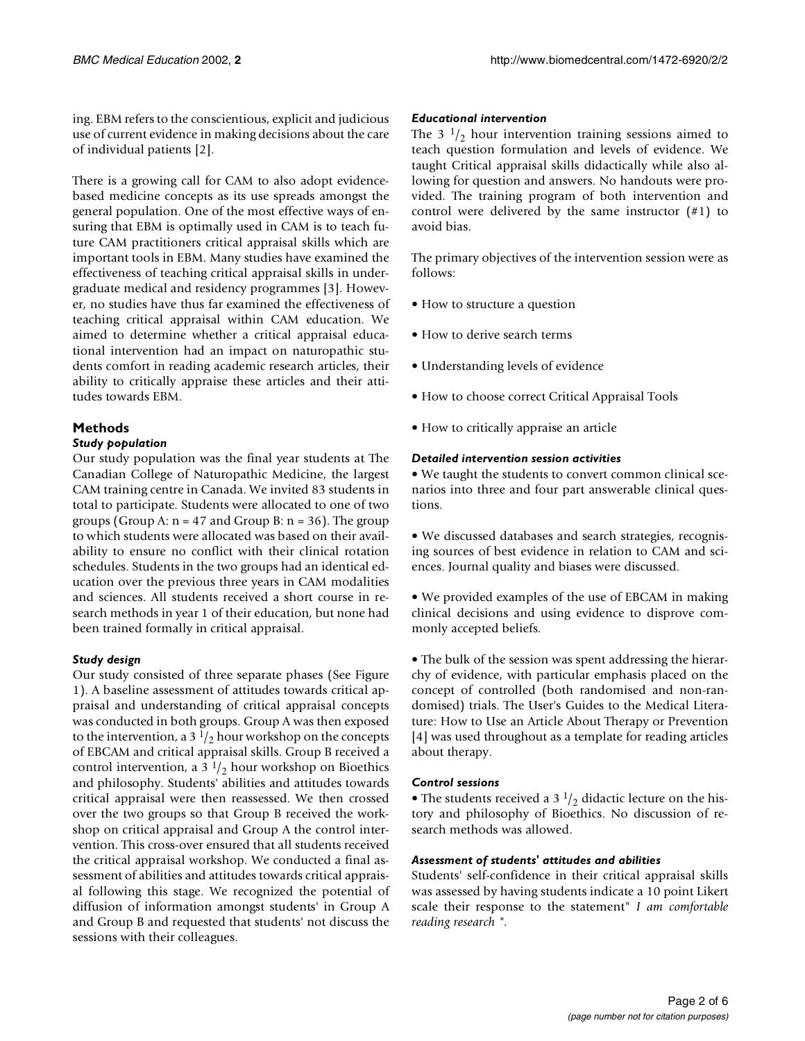ing. EBM refers to the conscientious, explicit and judicious use of current evidence in making decisions about the care of individual patients [2].

There is a growing call for CAM to also adopt evidence-based medicine concepts as its use spreads amongst the general population. One of the most effective ways of ensuring that EBM is optimally used in CAM is to teach future CAM practitioners critical appraisal skills which are important tools in EBM. Many studies have examined the effectiveness of teaching critical appraisal skills in undergraduate medical and residency programmes [3]. However, no studies have thus far examined the effectiveness of teaching critical appraisal within CAM education. We aimed to determine whether a critical appraisal educational intervention had an impact on naturopathic students comfort in reading academic research articles, their ability to critically appraise these articles and their attitudes towards EBM.

## Methods

### *Study population*

Our study population was the final year students at The Canadian College of Naturopathic Medicine, the largest CAM training centre in Canada. We invited 83 students in total to participate. Students were allocated to one of two groups (Group A: n = 47 and Group B: n = 36). The group to which students were allocated was based on their availability to ensure no conflict with their clinical rotation schedules. Students in the two groups had an identical education over the previous three years in CAM modalities and sciences. All students received a short course in research methods in year 1 of their education, but none had been trained formally in critical appraisal.

### *Study design*

Our study consisted of three separate phases (See Figure 1). A baseline assessment of attitudes towards critical appraisal and understanding of critical appraisal concepts was conducted in both groups. Group A was then exposed to the intervention, a 3 $^1/_2$ hour workshop on the concepts of EBCAM and critical appraisal skills. Group B received a control intervention, a 3 $^1/_2$ hour workshop on Bioethics and philosophy. Students' abilities and attitudes towards critical appraisal were then reassessed. We then crossed over the two groups so that Group B received the workshop on critical appraisal and Group A the control intervention. This cross-over ensured that all students received the critical appraisal workshop. We conducted a final assessment of abilities and attitudes towards critical appraisal following this stage. We recognized the potential of diffusion of information amongst students' in Group A and Group B and requested that students' not discuss the sessions with their colleagues.

### *Educational intervention*

The 3 $^1/_2$ hour intervention training sessions aimed to teach question formulation and levels of evidence. We taught Critical appraisal skills didactically while also allowing for question and answers. No handouts were provided. The training program of both intervention and control were delivered by the same instructor (#1) to avoid bias.

The primary objectives of the intervention session were as follows:

- How to structure a question
- How to derive search terms
- Understanding levels of evidence
- How to choose correct Critical Appraisal Tools
- How to critically appraise an article

### *Detailed intervention session activities*

- We taught the students to convert common clinical scenarios into three and four part answerable clinical questions.
- We discussed databases and search strategies, recognising sources of best evidence in relation to CAM and sciences. Journal quality and biases were discussed.
- We provided examples of the use of EBCAM in making clinical decisions and using evidence to disprove commonly accepted beliefs.
- The bulk of the session was spent addressing the hierarchy of evidence, with particular emphasis placed on the concept of controlled (both randomised and non-randomised) trials. The User's Guides to the Medical Literature: How to Use an Article About Therapy or Prevention [4] was used throughout as a template for reading articles about therapy.

### *Control sessions*

- The students received a 3 $^1/_2$ didactic lecture on the history and philosophy of Bioethics. No discussion of research methods was allowed.

### *Assessment of students' attitudes and abilities*

Students' self-confidence in their critical appraisal skills was assessed by having students indicate a 10 point Likert scale their response to the statement" *I am comfortable reading research* ".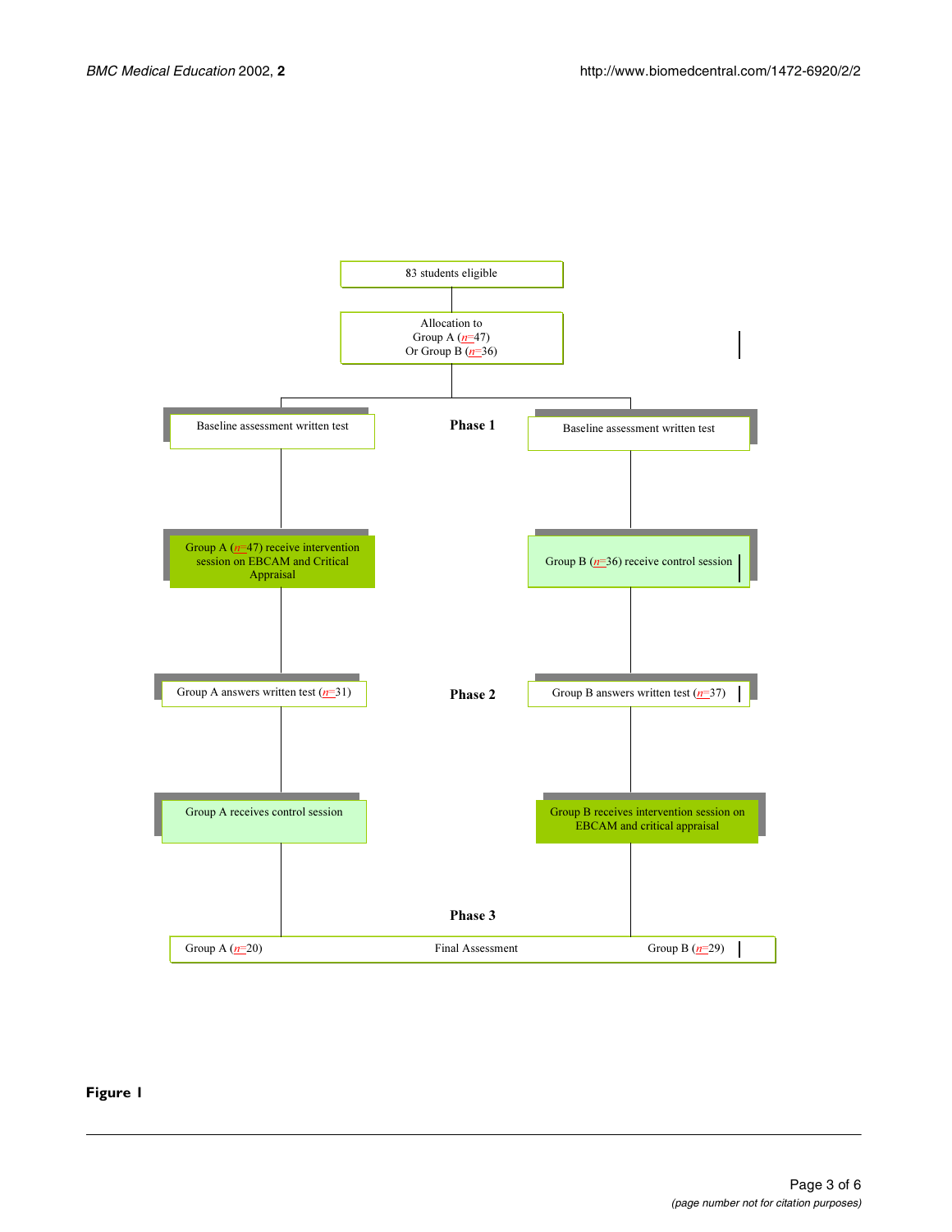83 students eligible

Allocation to
Group A ($n$=47)
Or Group B ($n$=36)

**Phase 1**

Baseline assessment written test | Baseline assessment written test

Group A ($n$=47) receive intervention session on EBCAM and Critical Appraisal | Group B ($n$=36) receive control session

**Phase 2**

Group A answers written test ($n$=31) | Group B answers written test ($n$=37)

Group A receives control session | Group B receives intervention session on EBCAM and critical appraisal

**Phase 3**

Group A ($n$=20) | Final Assessment | Group B ($n$=29)

**Figure 1**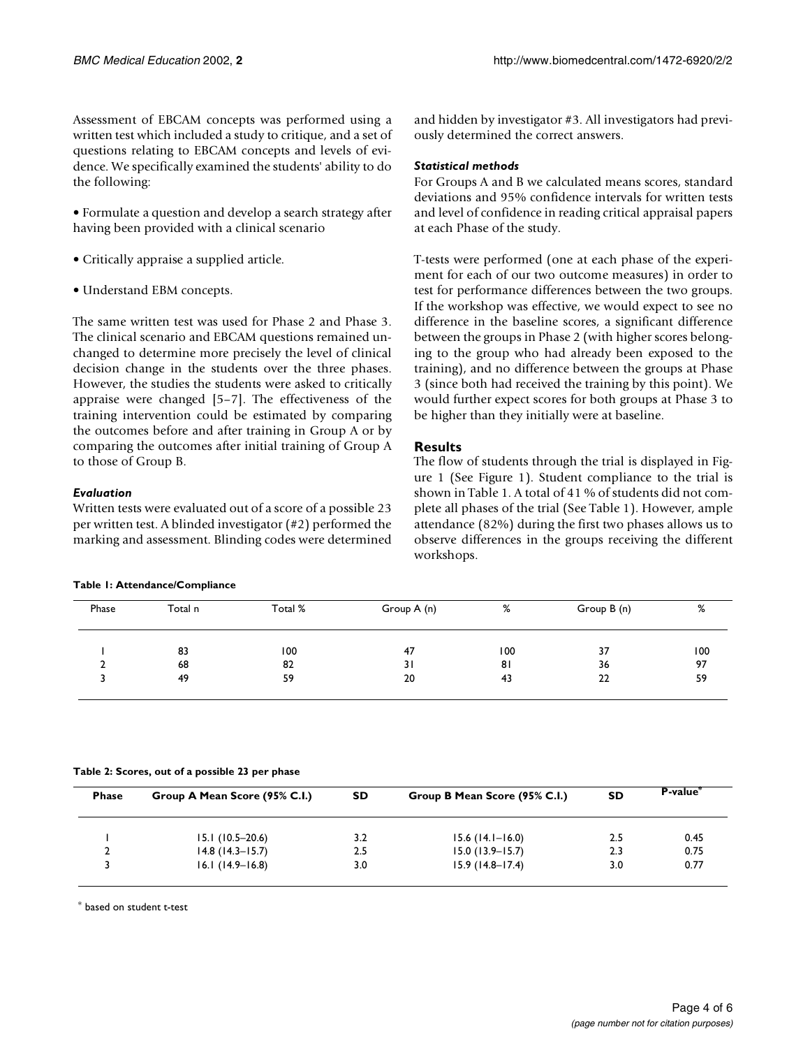Assessment of EBCAM concepts was performed using a written test which included a study to critique, and a set of questions relating to EBCAM concepts and levels of evidence. We specifically examined the students' ability to do the following:

- Formulate a question and develop a search strategy after having been provided with a clinical scenario
- Critically appraise a supplied article.
- Understand EBM concepts.

The same written test was used for Phase 2 and Phase 3. The clinical scenario and EBCAM questions remained unchanged to determine more precisely the level of clinical decision change in the students over the three phases. However, the studies the students were asked to critically appraise were changed [5–7]. The effectiveness of the training intervention could be estimated by comparing the outcomes before and after training in Group A or by comparing the outcomes after initial training of Group A to those of Group B.

### *Evaluation*

Written tests were evaluated out of a score of a possible 23 per written test. A blinded investigator (#2) performed the marking and assessment. Blinding codes were determined and hidden by investigator #3. All investigators had previously determined the correct answers.

### *Statistical methods*

For Groups A and B we calculated means scores, standard deviations and 95% confidence intervals for written tests and level of confidence in reading critical appraisal papers at each Phase of the study.

T-tests were performed (one at each phase of the experiment for each of our two outcome measures) in order to test for performance differences between the two groups. If the workshop was effective, we would expect to see no difference in the baseline scores, a significant difference between the groups in Phase 2 (with higher scores belonging to the group who had already been exposed to the training), and no difference between the groups at Phase 3 (since both had received the training by this point). We would further expect scores for both groups at Phase 3 to be higher than they initially were at baseline.

## Results

The flow of students through the trial is displayed in Figure 1 (See Figure 1). Student compliance to the trial is shown in Table 1. A total of 41 % of students did not complete all phases of the trial (See Table 1). However, ample attendance (82%) during the first two phases allows us to observe differences in the groups receiving the different workshops.

**Table 1: Attendance/Compliance**

| Phase | Total n | Total % | Group A (n) | % | Group B (n) | % |
|---|---|---|---|---|---|---|
| 1 | 83 | 100 | 47 | 100 | 37 | 100 |
| 2 | 68 | 82 | 31 | 81 | 36 | 97 |
| 3 | 49 | 59 | 20 | 43 | 22 | 59 |

**Table 2: Scores, out of a possible 23 per phase**

| Phase | Group A Mean Score (95% C.I.) | SD | Group B Mean Score (95% C.I.) | SD | P-value* |
|---|---|---|---|---|---|
| 1 | 15.1 (10.5–20.6) | 3.2 | 15.6 (14.1–16.0) | 2.5 | 0.45 |
| 2 | 14.8 (14.3–15.7) | 2.5 | 15.0 (13.9–15.7) | 2.3 | 0.75 |
| 3 | 16.1 (14.9–16.8) | 3.0 | 15.9 (14.8–17.4) | 3.0 | 0.77 |

* based on student t-test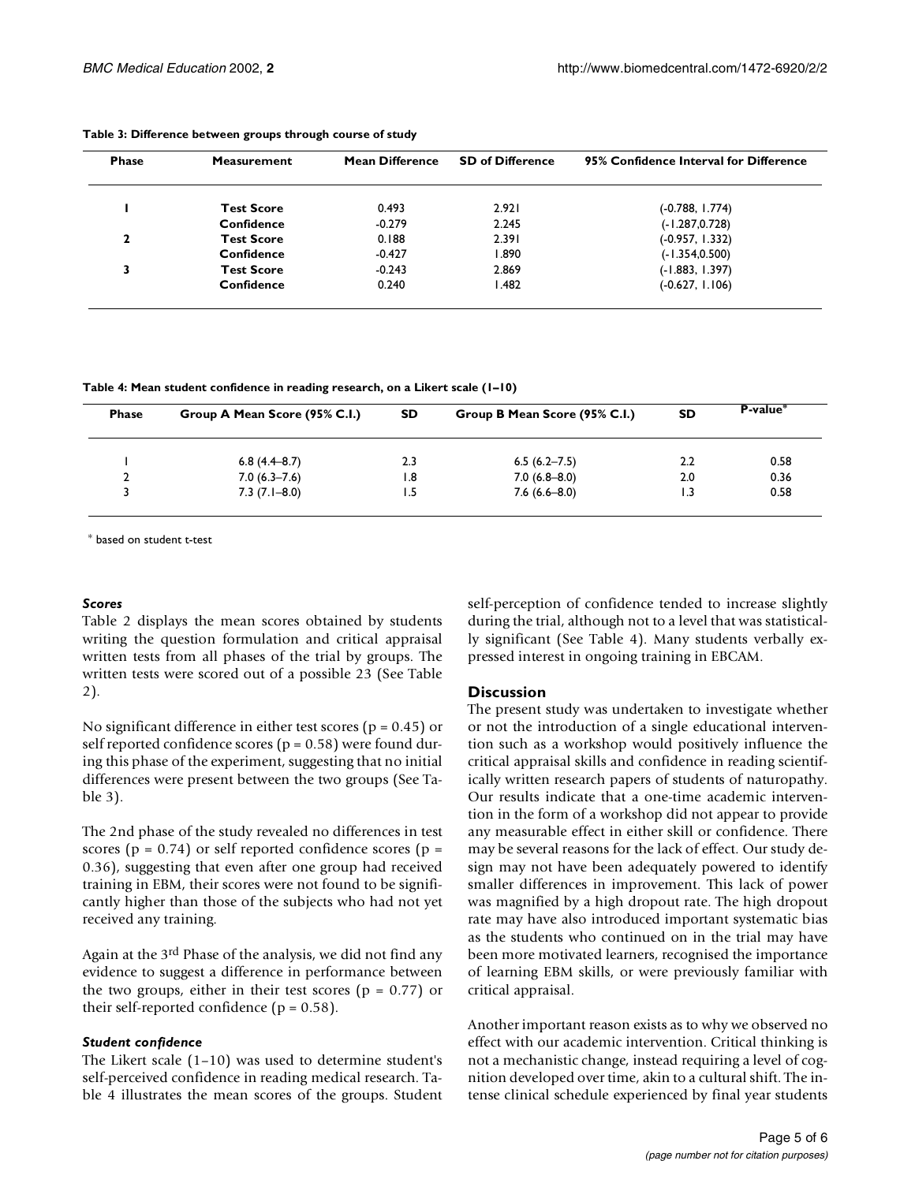**Table 3: Difference between groups through course of study**

| Phase | Measurement | Mean Difference | SD of Difference | 95% Confidence Interval for Difference |
|---|---|---|---|---|
| 1 | **Test Score** | 0.493 | 2.921 | (-0.788, 1.774) |
| | **Confidence** | -0.279 | 2.245 | (-1.287,0.728) |
| 2 | **Test Score** | 0.188 | 2.391 | (-0.957, 1.332) |
| | **Confidence** | -0.427 | 1.890 | (-1.354,0.500) |
| 3 | **Test Score** | -0.243 | 2.869 | (-1.883, 1.397) |
| | **Confidence** | 0.240 | 1.482 | (-0.627, 1.106) |

**Table 4: Mean student confidence in reading research, on a Likert scale (1–10)**

| Phase | Group A Mean Score (95% C.I.) | SD | Group B Mean Score (95% C.I.) | SD | P-value* |
|---|---|---|---|---|---|
| 1 | 6.8 (4.4–8.7) | 2.3 | 6.5 (6.2–7.5) | 2.2 | 0.58 |
| 2 | 7.0 (6.3–7.6) | 1.8 | 7.0 (6.8–8.0) | 2.0 | 0.36 |
| 3 | 7.3 (7.1–8.0) | 1.5 | 7.6 (6.6–8.0) | 1.3 | 0.58 |

* based on student t-test

### *Scores*

Table 2 displays the mean scores obtained by students writing the question formulation and critical appraisal written tests from all phases of the trial by groups. The written tests were scored out of a possible 23 (See Table 2).

No significant difference in either test scores ($p = 0.45$) or self reported confidence scores ($p = 0.58$) were found during this phase of the experiment, suggesting that no initial differences were present between the two groups (See Table 3).

The 2nd phase of the study revealed no differences in test scores ($p = 0.74$) or self reported confidence scores ($p = 0.36$), suggesting that even after one group had received training in EBM, their scores were not found to be significantly higher than those of the subjects who had not yet received any training.

Again at the 3rd Phase of the analysis, we did not find any evidence to suggest a difference in performance between the two groups, either in their test scores ($p = 0.77$) or their self-reported confidence ($p = 0.58$).

### *Student confidence*

The Likert scale (1–10) was used to determine student's self-perceived confidence in reading medical research. Table 4 illustrates the mean scores of the groups. Student self-perception of confidence tended to increase slightly during the trial, although not to a level that was statistically significant (See Table 4). Many students verbally expressed interest in ongoing training in EBCAM.

## Discussion

The present study was undertaken to investigate whether or not the introduction of a single educational intervention such as a workshop would positively influence the critical appraisal skills and confidence in reading scientifically written research papers of students of naturopathy. Our results indicate that a one-time academic intervention in the form of a workshop did not appear to provide any measurable effect in either skill or confidence. There may be several reasons for the lack of effect. Our study design may not have been adequately powered to identify smaller differences in improvement. This lack of power was magnified by a high dropout rate. The high dropout rate may have also introduced important systematic bias as the students who continued on in the trial may have been more motivated learners, recognised the importance of learning EBM skills, or were previously familiar with critical appraisal.

Another important reason exists as to why we observed no effect with our academic intervention. Critical thinking is not a mechanistic change, instead requiring a level of cognition developed over time, akin to a cultural shift. The intense clinical schedule experienced by final year students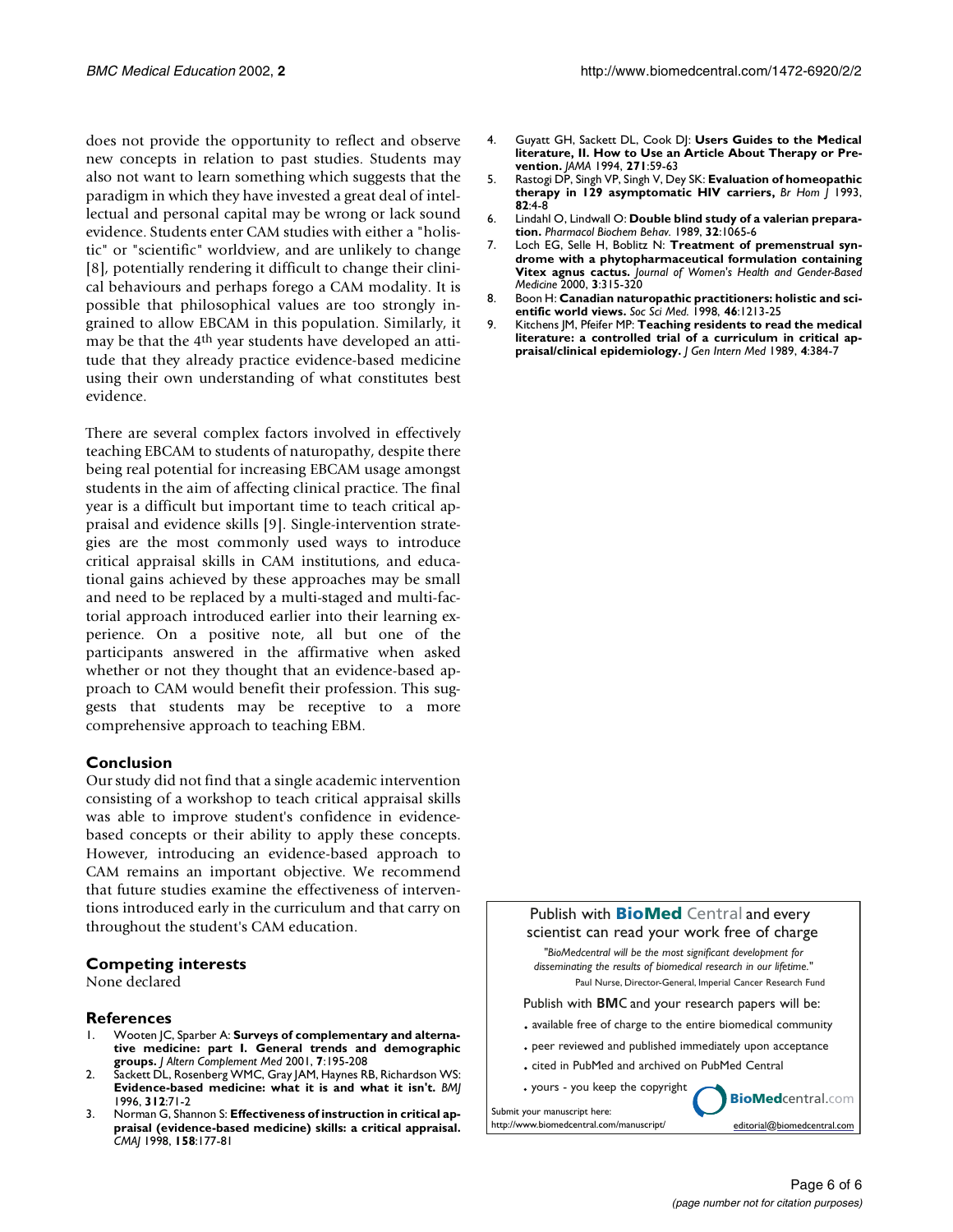does not provide the opportunity to reflect and observe new concepts in relation to past studies. Students may also not want to learn something which suggests that the paradigm in which they have invested a great deal of intellectual and personal capital may be wrong or lack sound evidence. Students enter CAM studies with either a "holistic" or "scientific" worldview, and are unlikely to change [8], potentially rendering it difficult to change their clinical behaviours and perhaps forego a CAM modality. It is possible that philosophical values are too strongly ingrained to allow EBCAM in this population. Similarly, it may be that the 4th year students have developed an attitude that they already practice evidence-based medicine using their own understanding of what constitutes best evidence.

There are several complex factors involved in effectively teaching EBCAM to students of naturopathy, despite there being real potential for increasing EBCAM usage amongst students in the aim of affecting clinical practice. The final year is a difficult but important time to teach critical appraisal and evidence skills [9]. Single-intervention strategies are the most commonly used ways to introduce critical appraisal skills in CAM institutions, and educational gains achieved by these approaches may be small and need to be replaced by a multi-staged and multi-factorial approach introduced earlier into their learning experience. On a positive note, all but one of the participants answered in the affirmative when asked whether or not they thought that an evidence-based approach to CAM would benefit their profession. This suggests that students may be receptive to a more comprehensive approach to teaching EBM.

## Conclusion

Our study did not find that a single academic intervention consisting of a workshop to teach critical appraisal skills was able to improve student's confidence in evidence-based concepts or their ability to apply these concepts. However, introducing an evidence-based approach to CAM remains an important objective. We recommend that future studies examine the effectiveness of interventions introduced early in the curriculum and that carry on throughout the student's CAM education.

## Competing interests

None declared

## References

1. Wooten JC, Sparber A: **Surveys of complementary and alternative medicine: part I. General trends and demographic groups.** *J Altern Complement Med* 2001, **7**:195-208
2. Sackett DL, Rosenberg WMC, Gray JAM, Haynes RB, Richardson WS: **Evidence-based medicine: what it is and what it isn't.** *BMJ* 1996, **312**:71-2
3. Norman G, Shannon S: **Effectiveness of instruction in critical appraisal (evidence-based medicine) skills: a critical appraisal.** *CMAJ* 1998, **158**:177-81
4. Guyatt GH, Sackett DL, Cook DJ: **Users Guides to the Medical literature, II. How to Use an Article About Therapy or Prevention.** *JAMA* 1994, **271**:59-63
5. Rastogi DP, Singh VP, Singh V, Dey SK: **Evaluation of homeopathic therapy in 129 asymptomatic HIV carriers,** *Br Hom J* 1993, **82**:4-8
6. Lindahl O, Lindwall O: **Double blind study of a valerian preparation.** *Pharmacol Biochem Behav.* 1989, **32**:1065-6
7. Loch EG, Selle H, Boblitz N: **Treatment of premenstrual syndrome with a phytopharmaceutical formulation containing Vitex agnus cactus.** *Journal of Women's Health and Gender-Based Medicine* 2000, **3**:315-320
8. Boon H: **Canadian naturopathic practitioners: holistic and scientific world views.** *Soc Sci Med.* 1998, **46**:1213-25
9. Kitchens JM, Pfeifer MP: **Teaching residents to read the medical literature: a controlled trial of a curriculum in critical appraisal/clinical epidemiology.** *J Gen Intern Med* 1989, **4**:384-7

Publish with **BioMed** Central and every scientist can read your work free of charge

*"BioMedcentral will be the most significant development for disseminating the results of biomedical research in our lifetime."*

Paul Nurse, Director-General, Imperial Cancer Research Fund

Publish with **BMC** and your research papers will be:

- available free of charge to the entire biomedical community
- peer reviewed and published immediately upon acceptance
- cited in PubMed and archived on PubMed Central
- yours - you keep the copyright

Submit your manuscript here:
http://www.biomedcentral.com/manuscript/

**BioMed**central.com

editorial@biomedcentral.com